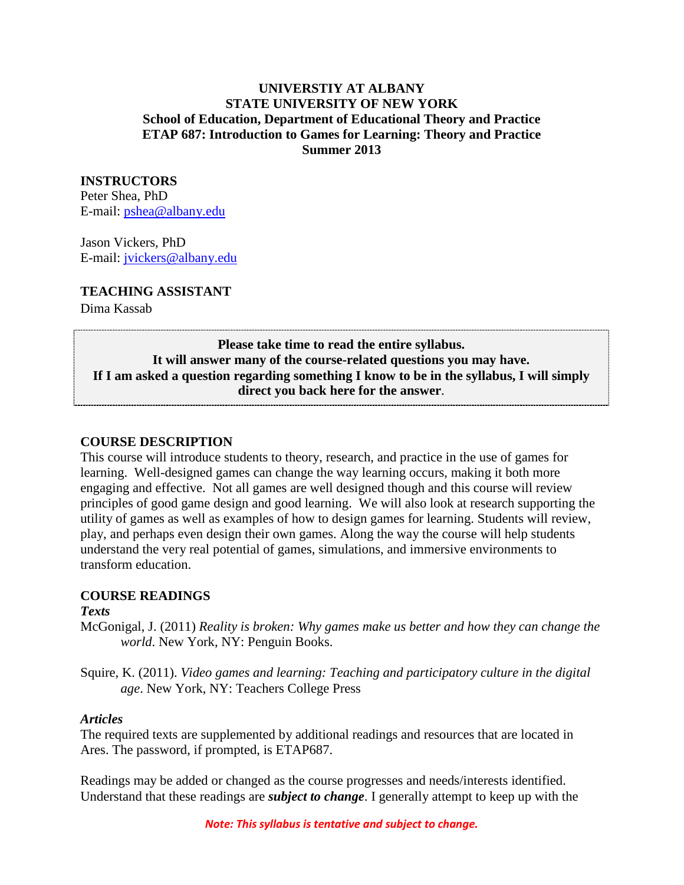**UNIVERSTIY AT ALBANY**
**STATE UNIVERSITY OF NEW YORK**
**School of Education, Department of Educational Theory and Practice**
**ETAP 687: Introduction to Games for Learning: Theory and Practice**
**Summer 2013**

## INSTRUCTORS

Peter Shea, PhD
E-mail: pshea@albany.edu

Jason Vickers, PhD
E-mail: jvickers@albany.edu

## TEACHING ASSISTANT

Dima Kassab

> **Please take time to read the entire syllabus.**
> **It will answer many of the course-related questions you may have.**
> **If I am asked a question regarding something I know to be in the syllabus, I will simply direct you back here for the answer**.

## COURSE DESCRIPTION

This course will introduce students to theory, research, and practice in the use of games for learning. Well-designed games can change the way learning occurs, making it both more engaging and effective. Not all games are well designed though and this course will review principles of good game design and good learning. We will also look at research supporting the utility of games as well as examples of how to design games for learning. Students will review, play, and perhaps even design their own games. Along the way the course will help students understand the very real potential of games, simulations, and immersive environments to transform education.

## COURSE READINGS

***Texts***

McGonigal, J. (2011) *Reality is broken: Why games make us better and how they can change the world*. New York, NY: Penguin Books.

Squire, K. (2011). *Video games and learning: Teaching and participatory culture in the digital age*. New York, NY: Teachers College Press

***Articles***

The required texts are supplemented by additional readings and resources that are located in Ares. The password, if prompted, is ETAP687.

Readings may be added or changed as the course progresses and needs/interests identified. Understand that these readings are ***subject to change***. I generally attempt to keep up with the

*Note: This syllabus is tentative and subject to change.*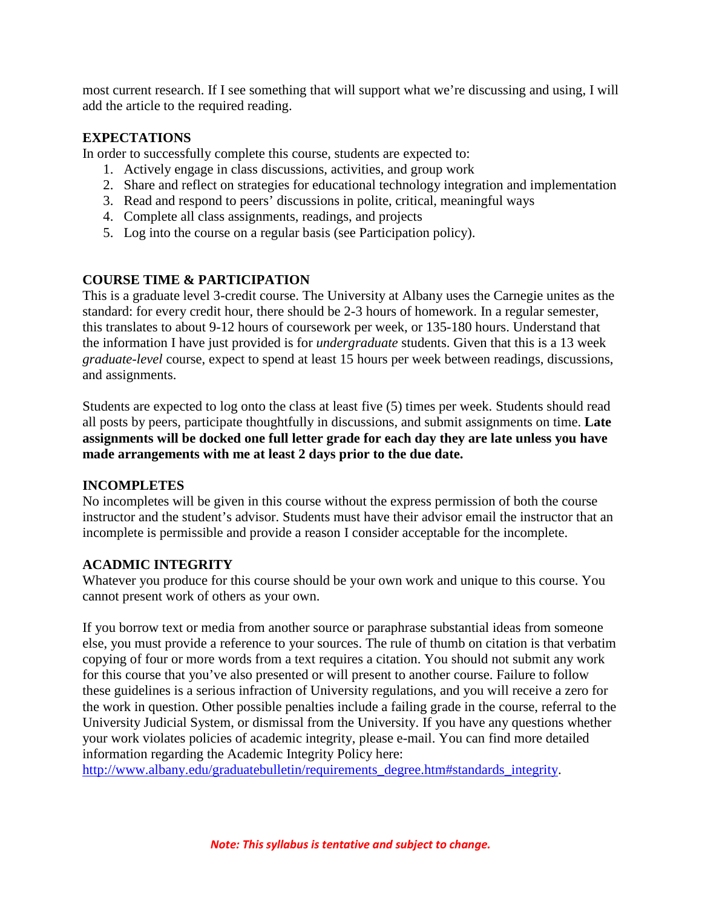most current research. If I see something that will support what we're discussing and using, I will add the article to the required reading.

## EXPECTATIONS

In order to successfully complete this course, students are expected to:

1. Actively engage in class discussions, activities, and group work
2. Share and reflect on strategies for educational technology integration and implementation
3. Read and respond to peers' discussions in polite, critical, meaningful ways
4. Complete all class assignments, readings, and projects
5. Log into the course on a regular basis (see Participation policy).

## COURSE TIME & PARTICIPATION

This is a graduate level 3-credit course. The University at Albany uses the Carnegie unites as the standard: for every credit hour, there should be 2-3 hours of homework. In a regular semester, this translates to about 9-12 hours of coursework per week, or 135-180 hours. Understand that the information I have just provided is for *undergraduate* students. Given that this is a 13 week *graduate-level* course, expect to spend at least 15 hours per week between readings, discussions, and assignments.

Students are expected to log onto the class at least five (5) times per week. Students should read all posts by peers, participate thoughtfully in discussions, and submit assignments on time. **Late assignments will be docked one full letter grade for each day they are late unless you have made arrangements with me at least 2 days prior to the due date.**

## INCOMPLETES

No incompletes will be given in this course without the express permission of both the course instructor and the student's advisor. Students must have their advisor email the instructor that an incomplete is permissible and provide a reason I consider acceptable for the incomplete.

## ACADMIC INTEGRITY

Whatever you produce for this course should be your own work and unique to this course. You cannot present work of others as your own.

If you borrow text or media from another source or paraphrase substantial ideas from someone else, you must provide a reference to your sources. The rule of thumb on citation is that verbatim copying of four or more words from a text requires a citation. You should not submit any work for this course that you've also presented or will present to another course. Failure to follow these guidelines is a serious infraction of University regulations, and you will receive a zero for the work in question. Other possible penalties include a failing grade in the course, referral to the University Judicial System, or dismissal from the University. If you have any questions whether your work violates policies of academic integrity, please e-mail. You can find more detailed information regarding the Academic Integrity Policy here: http://www.albany.edu/graduatebulletin/requirements_degree.htm#standards_integrity.

***Note: This syllabus is tentative and subject to change.***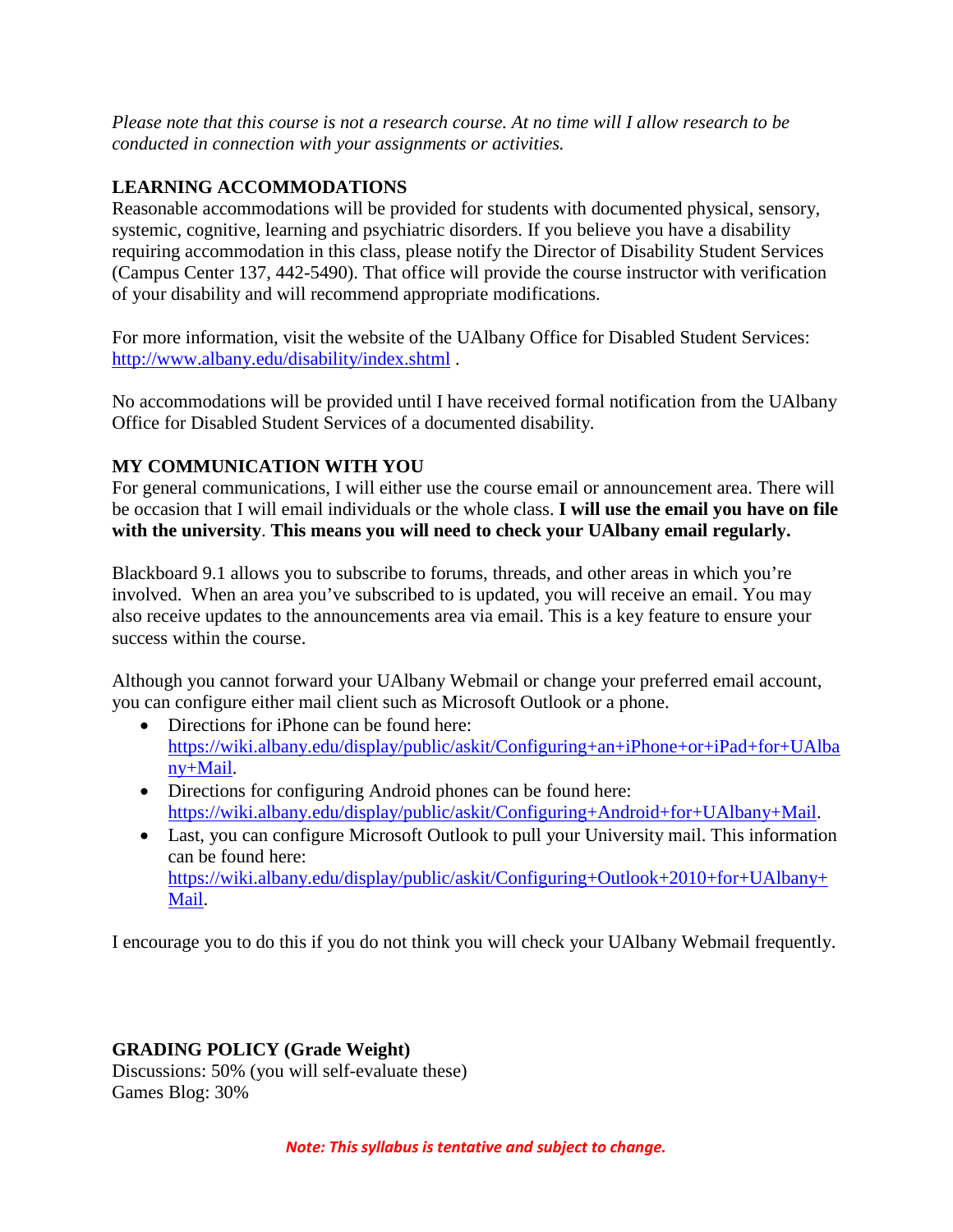*Please note that this course is not a research course. At no time will I allow research to be conducted in connection with your assignments or activities.*

**LEARNING ACCOMMODATIONS**

Reasonable accommodations will be provided for students with documented physical, sensory, systemic, cognitive, learning and psychiatric disorders. If you believe you have a disability requiring accommodation in this class, please notify the Director of Disability Student Services (Campus Center 137, 442-5490). That office will provide the course instructor with verification of your disability and will recommend appropriate modifications.

For more information, visit the website of the UAlbany Office for Disabled Student Services: http://www.albany.edu/disability/index.shtml .

No accommodations will be provided until I have received formal notification from the UAlbany Office for Disabled Student Services of a documented disability.

**MY COMMUNICATION WITH YOU**

For general communications, I will either use the course email or announcement area. There will be occasion that I will email individuals or the whole class. **I will use the email you have on file with the university**. **This means you will need to check your UAlbany email regularly.**

Blackboard 9.1 allows you to subscribe to forums, threads, and other areas in which you're involved. When an area you've subscribed to is updated, you will receive an email. You may also receive updates to the announcements area via email. This is a key feature to ensure your success within the course.

Although you cannot forward your UAlbany Webmail or change your preferred email account, you can configure either mail client such as Microsoft Outlook or a phone.

- Directions for iPhone can be found here: https://wiki.albany.edu/display/public/askit/Configuring+an+iPhone+or+iPad+for+UAlbany+Mail.
- Directions for configuring Android phones can be found here: https://wiki.albany.edu/display/public/askit/Configuring+Android+for+UAlbany+Mail.
- Last, you can configure Microsoft Outlook to pull your University mail. This information can be found here: https://wiki.albany.edu/display/public/askit/Configuring+Outlook+2010+for+UAlbany+Mail.

I encourage you to do this if you do not think you will check your UAlbany Webmail frequently.

**GRADING POLICY (Grade Weight)**

Discussions: 50% (you will self-evaluate these)
Games Blog: 30%

***Note: This syllabus is tentative and subject to change.***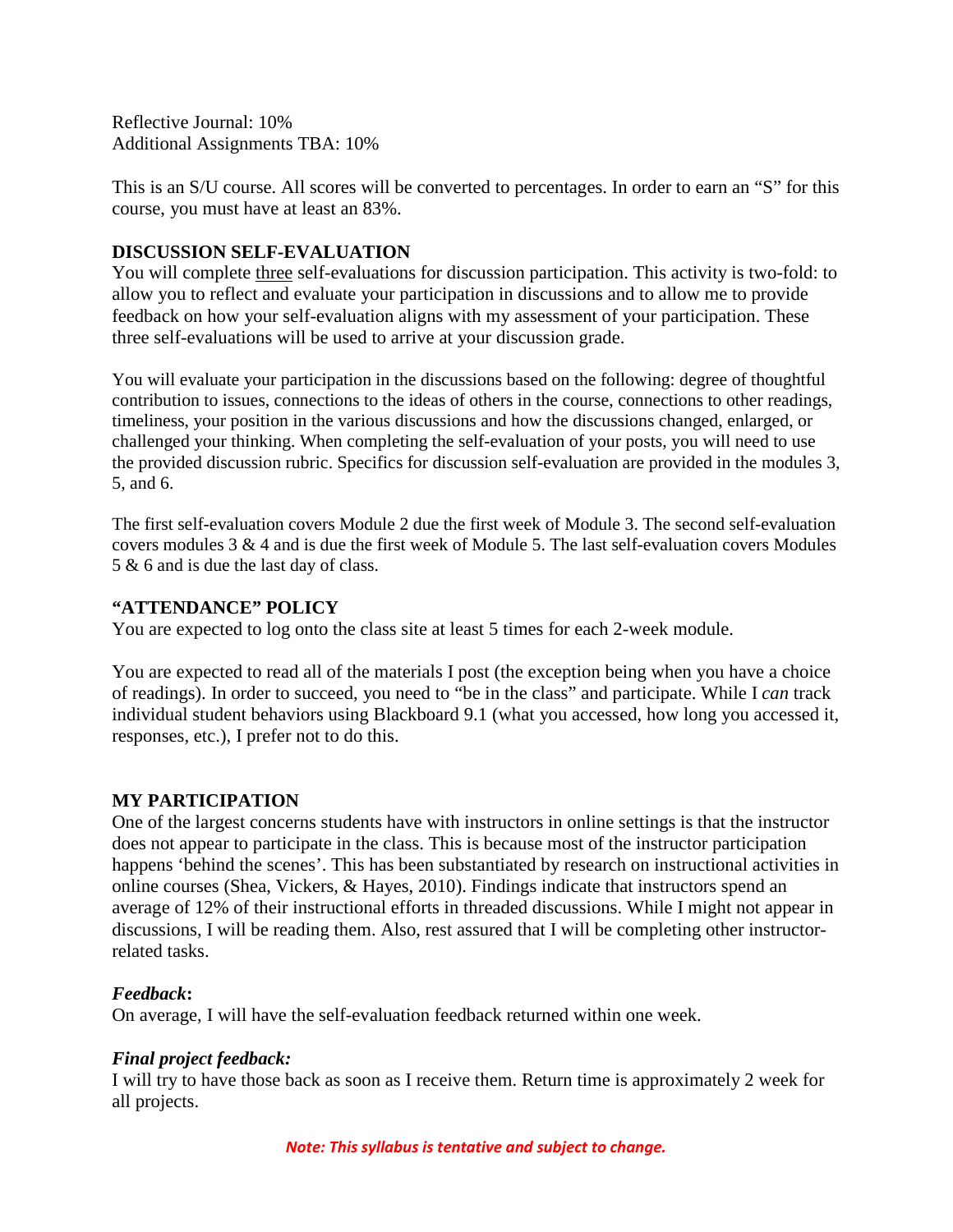Reflective Journal: 10%
Additional Assignments TBA: 10%

This is an S/U course. All scores will be converted to percentages. In order to earn an "S" for this course, you must have at least an 83%.

**DISCUSSION SELF-EVALUATION**

You will complete <u>three</u> self-evaluations for discussion participation. This activity is two-fold: to allow you to reflect and evaluate your participation in discussions and to allow me to provide feedback on how your self-evaluation aligns with my assessment of your participation. These three self-evaluations will be used to arrive at your discussion grade.

You will evaluate your participation in the discussions based on the following: degree of thoughtful contribution to issues, connections to the ideas of others in the course, connections to other readings, timeliness, your position in the various discussions and how the discussions changed, enlarged, or challenged your thinking. When completing the self-evaluation of your posts, you will need to use the provided discussion rubric. Specifics for discussion self-evaluation are provided in the modules 3, 5, and 6.

The first self-evaluation covers Module 2 due the first week of Module 3. The second self-evaluation covers modules 3 & 4 and is due the first week of Module 5. The last self-evaluation covers Modules 5 & 6 and is due the last day of class.

**"ATTENDANCE" POLICY**

You are expected to log onto the class site at least 5 times for each 2-week module.

You are expected to read all of the materials I post (the exception being when you have a choice of readings). In order to succeed, you need to "be in the class" and participate. While I *can* track individual student behaviors using Blackboard 9.1 (what you accessed, how long you accessed it, responses, etc.), I prefer not to do this.

**MY PARTICIPATION**

One of the largest concerns students have with instructors in online settings is that the instructor does not appear to participate in the class. This is because most of the instructor participation happens 'behind the scenes'. This has been substantiated by research on instructional activities in online courses (Shea, Vickers, & Hayes, 2010). Findings indicate that instructors spend an average of 12% of their instructional efforts in threaded discussions. While I might not appear in discussions, I will be reading them. Also, rest assured that I will be completing other instructor-related tasks.

***Feedback:***

On average, I will have the self-evaluation feedback returned within one week.

***Final project feedback:***

I will try to have those back as soon as I receive them. Return time is approximately 2 week for all projects.

***Note: This syllabus is tentative and subject to change.***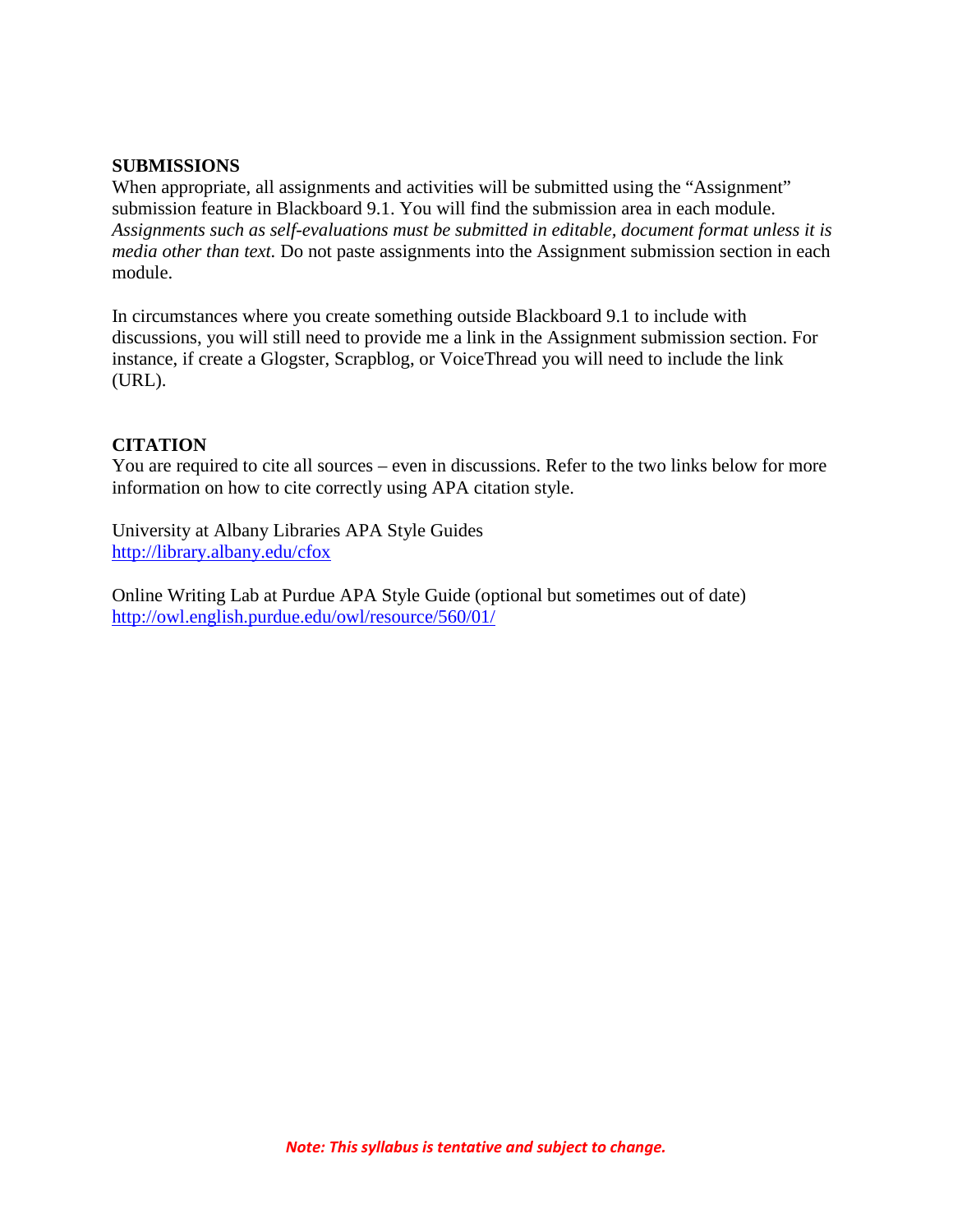## SUBMISSIONS

When appropriate, all assignments and activities will be submitted using the "Assignment" submission feature in Blackboard 9.1. You will find the submission area in each module. *Assignments such as self-evaluations must be submitted in editable, document format unless it is media other than text.* Do not paste assignments into the Assignment submission section in each module.

In circumstances where you create something outside Blackboard 9.1 to include with discussions, you will still need to provide me a link in the Assignment submission section. For instance, if create a Glogster, Scrapblog, or VoiceThread you will need to include the link (URL).

## CITATION

You are required to cite all sources – even in discussions. Refer to the two links below for more information on how to cite correctly using APA citation style.

University at Albany Libraries APA Style Guides
[http://library.albany.edu/cfox](http://library.albany.edu/cfox)

Online Writing Lab at Purdue APA Style Guide (optional but sometimes out of date)
[http://owl.english.purdue.edu/owl/resource/560/01/](http://owl.english.purdue.edu/owl/resource/560/01/)

***Note: This syllabus is tentative and subject to change.***